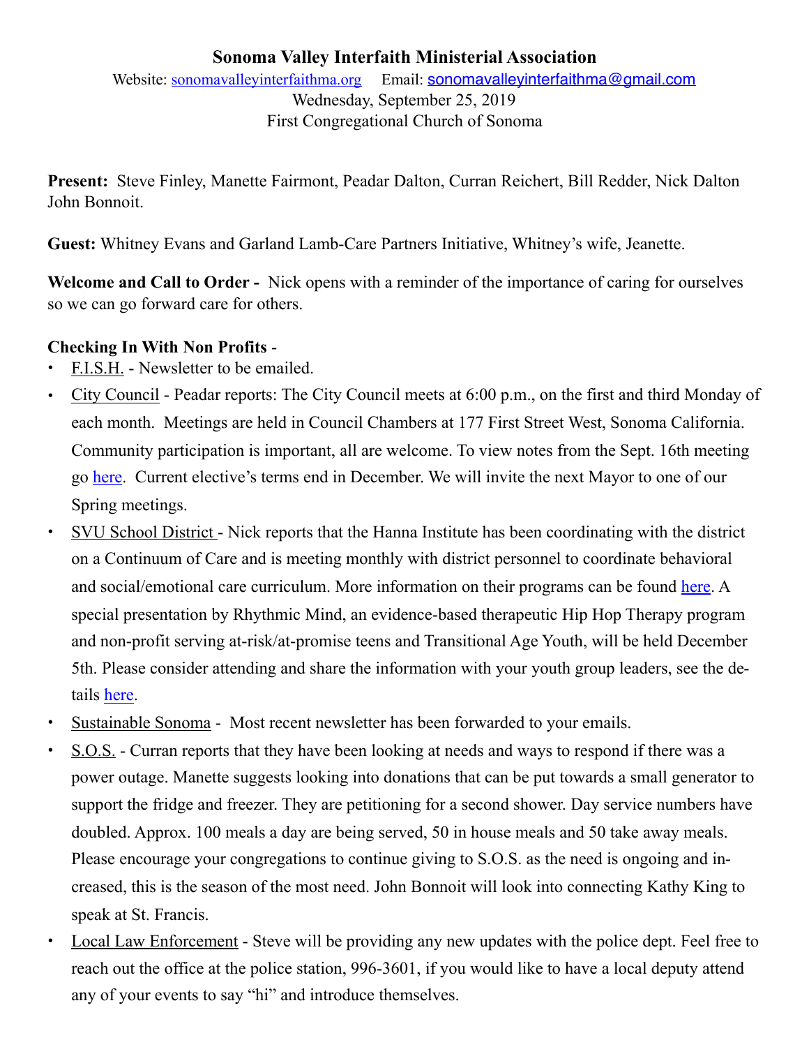**Sonoma Valley Interfaith Ministerial Association**

Website: [sonomavalleyinterfaithma.org](sonomavalleyinterfaithma.org) Email: [sonomavalleyinterfaithma@gmail.com](mailto:sonomavalleyinterfaithma@gmail.com)

Wednesday, September 25, 2019

First Congregational Church of Sonoma

**Present:** Steve Finley, Manette Fairmont, Peadar Dalton, Curran Reichert, Bill Redder, Nick Dalton John Bonnoit.

**Guest:** Whitney Evans and Garland Lamb-Care Partners Initiative, Whitney's wife, Jeanette.

**Welcome and Call to Order -** Nick opens with a reminder of the importance of caring for ourselves so we can go forward care for others.

**Checking In With Non Profits** -

- F.I.S.H. - Newsletter to be emailed.
- City Council - Peadar reports: The City Council meets at 6:00 p.m., on the first and third Monday of each month. Meetings are held in Council Chambers at 177 First Street West, Sonoma California. Community participation is important, all are welcome. To view notes from the Sept. 16th meeting go here. Current elective's terms end in December. We will invite the next Mayor to one of our Spring meetings.
- SVU School District - Nick reports that the Hanna Institute has been coordinating with the district on a Continuum of Care and is meeting monthly with district personnel to coordinate behavioral and social/emotional care curriculum. More information on their programs can be found here. A special presentation by Rhythmic Mind, an evidence-based therapeutic Hip Hop Therapy program and non-profit serving at-risk/at-promise teens and Transitional Age Youth, will be held December 5th. Please consider attending and share the information with your youth group leaders, see the details here.
- Sustainable Sonoma - Most recent newsletter has been forwarded to your emails.
- S.O.S. - Curran reports that they have been looking at needs and ways to respond if there was a power outage. Manette suggests looking into donations that can be put towards a small generator to support the fridge and freezer. They are petitioning for a second shower. Day service numbers have doubled. Approx. 100 meals a day are being served, 50 in house meals and 50 take away meals. Please encourage your congregations to continue giving to S.O.S. as the need is ongoing and increased, this is the season of the most need. John Bonnoit will look into connecting Kathy King to speak at St. Francis.
- Local Law Enforcement - Steve will be providing any new updates with the police dept. Feel free to reach out the office at the police station, 996-3601, if you would like to have a local deputy attend any of your events to say "hi" and introduce themselves.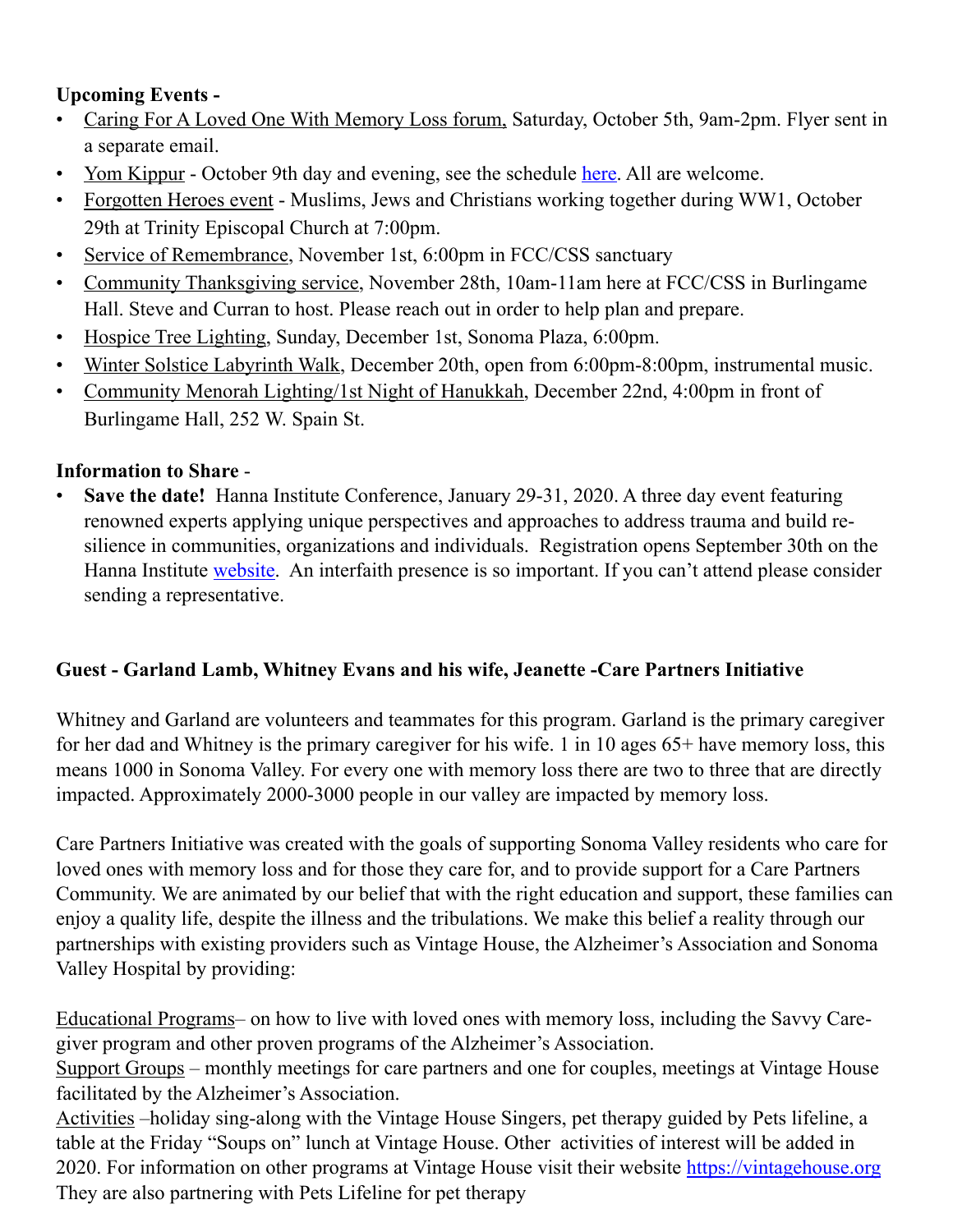**Upcoming Events -**

- Caring For A Loved One With Memory Loss forum, Saturday, October 5th, 9am-2pm. Flyer sent in a separate email.
- Yom Kippur - October 9th day and evening, see the schedule here. All are welcome.
- Forgotten Heroes event - Muslims, Jews and Christians working together during WW1, October 29th at Trinity Episcopal Church at 7:00pm.
- Service of Remembrance, November 1st, 6:00pm in FCC/CSS sanctuary
- Community Thanksgiving service, November 28th, 10am-11am here at FCC/CSS in Burlingame Hall. Steve and Curran to host. Please reach out in order to help plan and prepare.
- Hospice Tree Lighting, Sunday, December 1st, Sonoma Plaza, 6:00pm.
- Winter Solstice Labyrinth Walk, December 20th, open from 6:00pm-8:00pm, instrumental music.
- Community Menorah Lighting/1st Night of Hanukkah, December 22nd, 4:00pm in front of Burlingame Hall, 252 W. Spain St.

**Information to Share** -

- **Save the date!** Hanna Institute Conference, January 29-31, 2020. A three day event featuring renowned experts applying unique perspectives and approaches to address trauma and build resilience in communities, organizations and individuals. Registration opens September 30th on the Hanna Institute website. An interfaith presence is so important. If you can't attend please consider sending a representative.

**Guest - Garland Lamb, Whitney Evans and his wife, Jeanette -Care Partners Initiative**

Whitney and Garland are volunteers and teammates for this program. Garland is the primary caregiver for her dad and Whitney is the primary caregiver for his wife. 1 in 10 ages 65+ have memory loss, this means 1000 in Sonoma Valley. For every one with memory loss there are two to three that are directly impacted. Approximately 2000-3000 people in our valley are impacted by memory loss.

Care Partners Initiative was created with the goals of supporting Sonoma Valley residents who care for loved ones with memory loss and for those they care for, and to provide support for a Care Partners Community. We are animated by our belief that with the right education and support, these families can enjoy a quality life, despite the illness and the tribulations. We make this belief a reality through our partnerships with existing providers such as Vintage House, the Alzheimer's Association and Sonoma Valley Hospital by providing:

Educational Programs– on how to live with loved ones with memory loss, including the Savvy Caregiver program and other proven programs of the Alzheimer's Association.
Support Groups – monthly meetings for care partners and one for couples, meetings at Vintage House facilitated by the Alzheimer's Association.
Activities –holiday sing-along with the Vintage House Singers, pet therapy guided by Pets lifeline, a table at the Friday "Soups on" lunch at Vintage House. Other activities of interest will be added in 2020. For information on other programs at Vintage House visit their website https://vintagehouse.org
They are also partnering with Pets Lifeline for pet therapy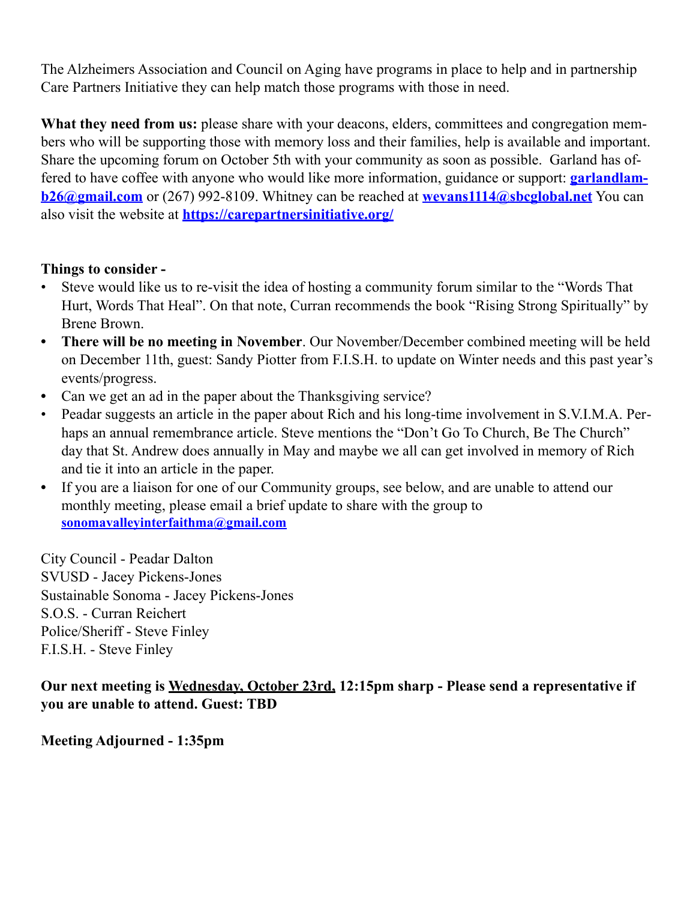The Alzheimers Association and Council on Aging have programs in place to help and in partnership Care Partners Initiative they can help match those programs with those in need.

**What they need from us:** please share with your deacons, elders, committees and congregation members who will be supporting those with memory loss and their families, help is available and important. Share the upcoming forum on October 5th with your community as soon as possible. Garland has offered to have coffee with anyone who would like more information, guidance or support: **garlandlamb26@gmail.com** or (267) 992-8109. Whitney can be reached at **wevans1114@sbcglobal.net** You can also visit the website at **https://carepartnersinitiative.org/**

**Things to consider -**

- Steve would like us to re-visit the idea of hosting a community forum similar to the "Words That Hurt, Words That Heal". On that note, Curran recommends the book "Rising Strong Spiritually" by Brene Brown.
- **There will be no meeting in November**. Our November/December combined meeting will be held on December 11th, guest: Sandy Piotter from F.I.S.H. to update on Winter needs and this past year's events/progress.
- Can we get an ad in the paper about the Thanksgiving service?
- Peadar suggests an article in the paper about Rich and his long-time involvement in S.V.I.M.A. Perhaps an annual remembrance article. Steve mentions the "Don't Go To Church, Be The Church" day that St. Andrew does annually in May and maybe we all can get involved in memory of Rich and tie it into an article in the paper.
- If you are a liaison for one of our Community groups, see below, and are unable to attend our monthly meeting, please email a brief update to share with the group to **sonomavalleyinterfaithma@gmail.com**

City Council - Peadar Dalton
SVUSD - Jacey Pickens-Jones
Sustainable Sonoma - Jacey Pickens-Jones
S.O.S. - Curran Reichert
Police/Sheriff - Steve Finley
F.I.S.H. - Steve Finley

**Our next meeting is Wednesday, October 23rd, 12:15pm sharp - Please send a representative if you are unable to attend. Guest: TBD**

**Meeting Adjourned - 1:35pm**